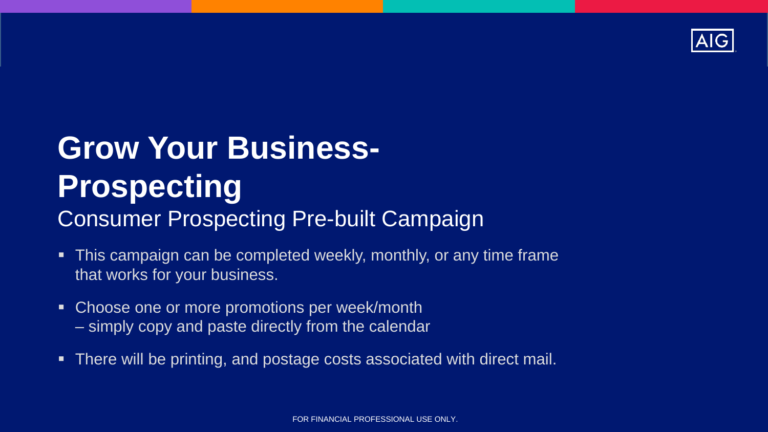# Grow Your Business- Prospecting

## Consumer Prospecting Pre-built Campaign

- This campaign can be completed weekly, monthly, or any time frame that works for your business.
- Choose one or more promotions per week/month – simply copy and paste directly from the calendar
- There will be printing, and postage costs associated with direct mail.

FOR FINANCIAL PROFESSIONAL USE ONLY.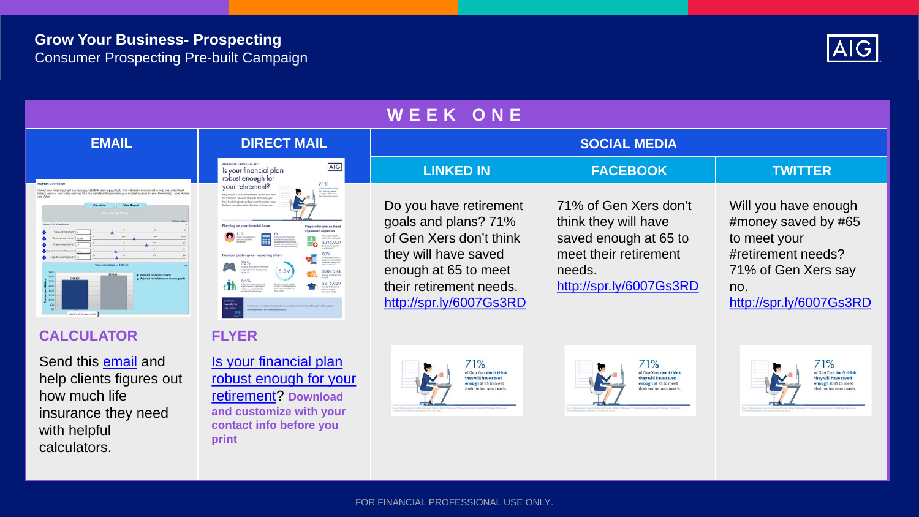## Grow Your Business- Prospecting

Consumer Prospecting Pre-built Campaign

### WEEK ONE

| EMAIL | DIRECT MAIL | SOCIAL MEDIA | | |
|---|---|---|---|---|
| | | LINKED IN | FACEBOOK | TWITTER |
| **CALCULATOR**<br><br>Send this email and help clients figures out how much life insurance they need with helpful calculators. | **FLYER**<br><br>Is your financial plan robust enough for your retirement? **Download and customize with your contact info before you print** | Do you have retirement goals and plans? 71% of Gen Xers don't think they will have saved enough at 65 to meet their retirement needs. http://spr.ly/6007Gs3RD | 71% of Gen Xers don't think they will have saved enough at 65 to meet their retirement needs. http://spr.ly/6007Gs3RD | Will you have enough #money saved by #65 to meet your #retirement needs? 71% of Gen Xers say no. http://spr.ly/6007Gs3RD |

FOR FINANCIAL PROFESSIONAL USE ONLY.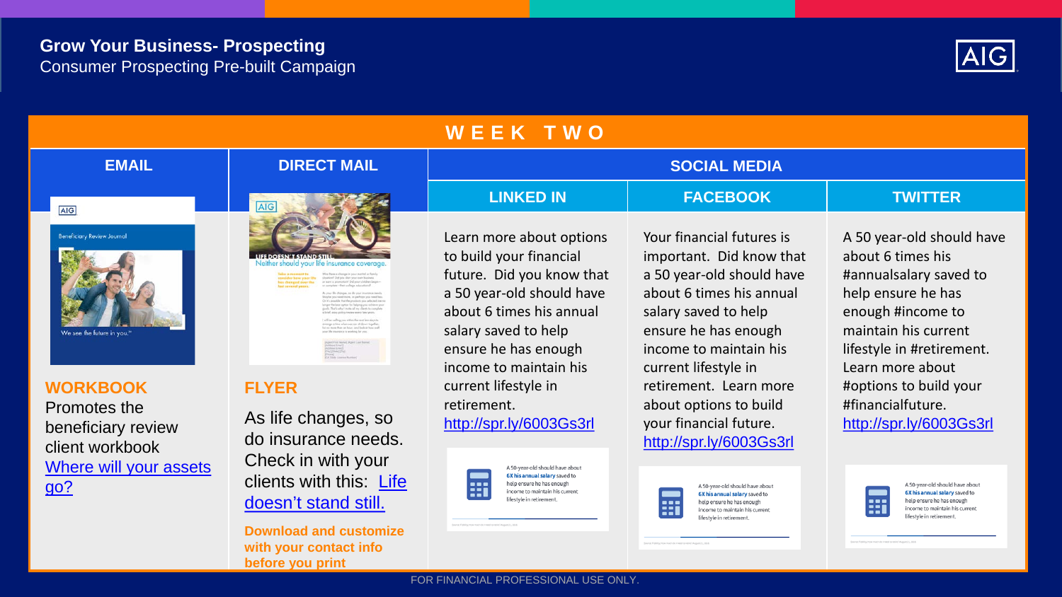**Grow Your Business- Prospecting**
Consumer Prospecting Pre-built Campaign

# WEEK TWO

| EMAIL | DIRECT MAIL | SOCIAL MEDIA | | |
|---|---|---|---|---|
| | | LINKED IN | FACEBOOK | TWITTER |
| **WORKBOOK**<br>Promotes the beneficiary review client workbook<br>Where will your assets go? | **FLYER**<br>As life changes, so do insurance needs. Check in with your clients with this: Life doesn't stand still.<br>**Download and customize with your contact info before you print** | Learn more about options to build your financial future. Did you know that a 50 year-old should have about 6 times his annual salary saved to help ensure he has enough income to maintain his current lifestyle in retirement.<br>http://spr.ly/6003Gs3rl | Your financial futures is important. Did know that a 50 year-old should have about 6 times his annual salary saved to help ensure he has enough income to maintain his current lifestyle in retirement. Learn more about options to build your financial future.<br>http://spr.ly/6003Gs3rl | A 50 year-old should have about 6 times his #annualsalary saved to help ensure he has enough #income to maintain his current lifestyle in #retirement. Learn more about #options to build your #financialfuture.<br>http://spr.ly/6003Gs3rl |

FOR FINANCIAL PROFESSIONAL USE ONLY.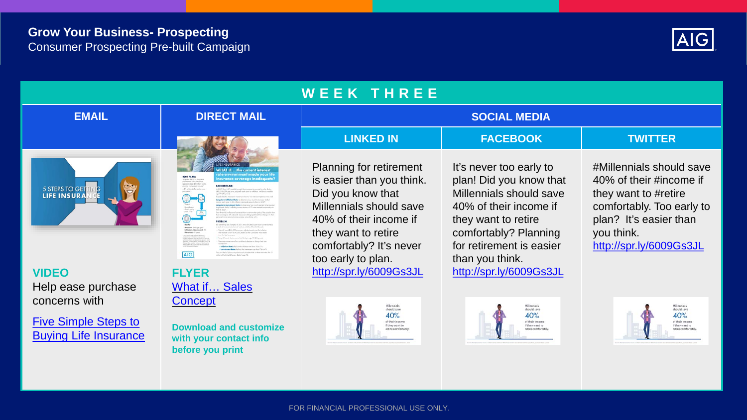**Grow Your Business- Prospecting**
Consumer Prospecting Pre-built Campaign

## WEEK THREE

| EMAIL | DIRECT MAIL | SOCIAL MEDIA | | |
|---|---|---|---|---|
| | | LINKED IN | FACEBOOK | TWITTER |
| **VIDEO** Help ease purchase concerns with Five Simple Steps to Buying Life Insurance | **FLYER** What if… Sales Concept **Download and customize with your contact info before you print** | Planning for retirement is easier than you think. Did you know that Millennials should save 40% of their income if they want to retire comfortably? It's never too early to plan. http://spr.ly/6009Gs3JL | It's never too early to plan! Did you know that Millennials should save 40% of their income if they want to retire comfortably? Planning for retirement is easier than you think. http://spr.ly/6009Gs3JL | #Millennials should save 40% of their #income if they want to #retire comfortably. Too early to plan? It's easier than you think. http://spr.ly/6009Gs3JL |

FOR FINANCIAL PROFESSIONAL USE ONLY.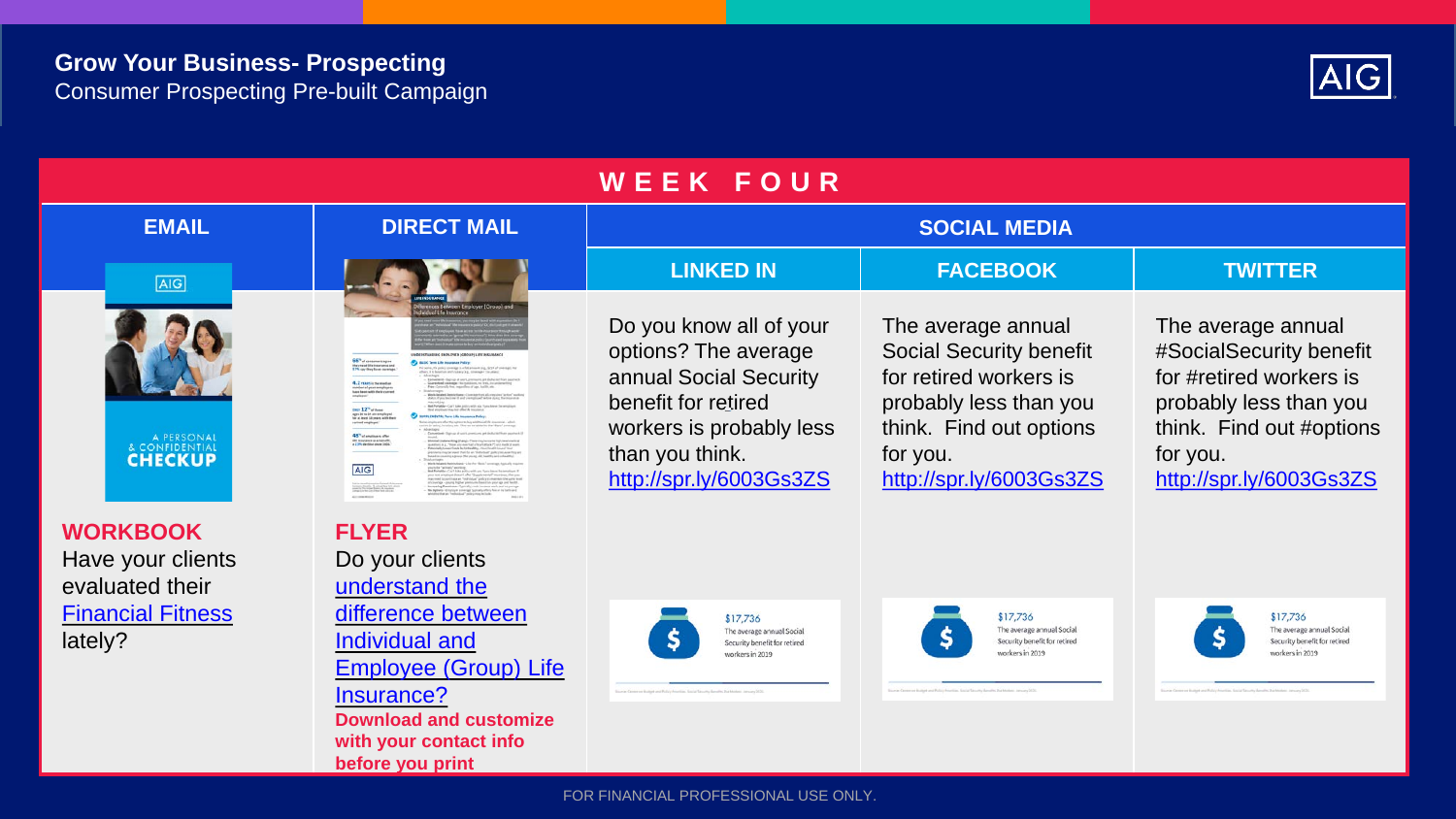# Grow Your Business- Prospecting

Consumer Prospecting Pre-built Campaign

## WEEK FOUR

| EMAIL | DIRECT MAIL | SOCIAL MEDIA | | |
|---|---|---|---|---|
| | | LINKED IN | FACEBOOK | TWITTER |
| **WORKBOOK** Have your clients evaluated their Financial Fitness lately? | **FLYER** Do your clients understand the difference between Individual and Employee (Group) Life Insurance? **Download and customize with your contact info before you print** | Do you know all of your options? The average annual Social Security benefit for retired workers is probably less than you think. http://spr.ly/6003Gs3ZS | The average annual Social Security benefit for retired workers is probably less than you think. Find out options for you. http://spr.ly/6003Gs3ZS | The average annual #SocialSecurity benefit for #retired workers is probably less than you think. Find out #options for you. http://spr.ly/6003Gs3ZS |

FOR FINANCIAL PROFESSIONAL USE ONLY.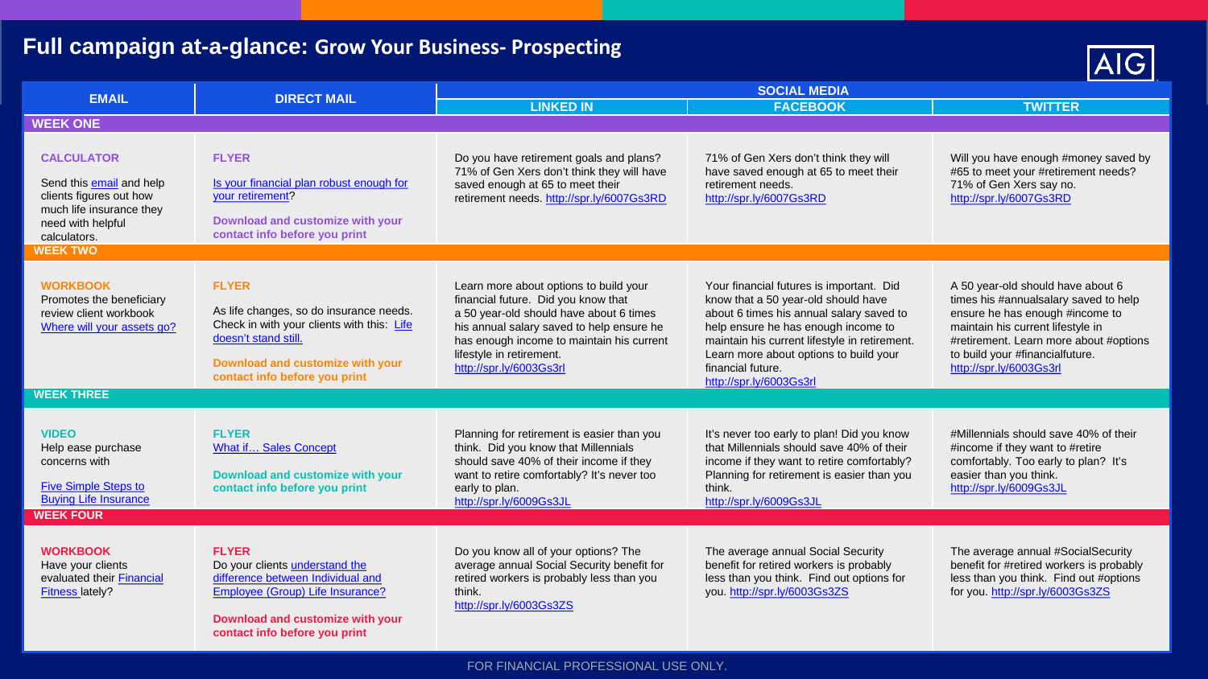# Full campaign at-a-glance: Grow Your Business- Prospecting

AIG

| EMAIL | DIRECT MAIL | SOCIAL MEDIA | | |
|---|---|---|---|---|
| | | LINKED IN | FACEBOOK | TWITTER |
| **WEEK ONE** | | | | |
| **CALCULATOR** Send this email and help clients figures out how much life insurance they need with helpful calculators. | **FLYER** Is your financial plan robust enough for your retirement? **Download and customize with your contact info before you print** | Do you have retirement goals and plans? 71% of Gen Xers don't think they will have saved enough at 65 to meet their retirement needs. http://spr.ly/6007Gs3RD | 71% of Gen Xers don't think they will have saved enough at 65 to meet their retirement needs. http://spr.ly/6007Gs3RD | Will you have enough #money saved by #65 to meet your #retirement needs? 71% of Gen Xers say no. http://spr.ly/6007Gs3RD |
| **WEEK TWO** | | | | |
| **WORKBOOK** Promotes the beneficiary review client workbook Where will your assets go? | **FLYER** As life changes, so do insurance needs. Check in with your clients with this: Life doesn't stand still. **Download and customize with your contact info before you print** | Learn more about options to build your financial future. Did you know that a 50 year-old should have about 6 times his annual salary saved to help ensure he has enough income to maintain his current lifestyle in retirement. http://spr.ly/6003Gs3rl | Your financial futures is important. Did know that a 50 year-old should have about 6 times his annual salary saved to help ensure he has enough income to maintain his current lifestyle in retirement. Learn more about options to build your financial future. http://spr.ly/6003Gs3rl | A 50 year-old should have about 6 times his #annualsalary saved to help ensure he has enough #income to maintain his current lifestyle in #retirement. Learn more about #options to build your #financialfuture. http://spr.ly/6003Gs3rl |
| **WEEK THREE** | | | | |
| **VIDEO** Help ease purchase concerns with Five Simple Steps to Buying Life Insurance | **FLYER** What if… Sales Concept **Download and customize with your contact info before you print** | Planning for retirement is easier than you think. Did you know that Millennials should save 40% of their income if they want to retire comfortably? It's never too early to plan. http://spr.ly/6009Gs3JL | It's never too early to plan! Did you know that Millennials should save 40% of their income if they want to retire comfortably? Planning for retirement is easier than you think. http://spr.ly/6009Gs3JL | #Millennials should save 40% of their #income if they want to #retire comfortably. Too early to plan? It's easier than you think. http://spr.ly/6009Gs3JL |
| **WEEK FOUR** | | | | |
| **WORKBOOK** Have your clients evaluated their Financial Fitness lately? | **FLYER** Do your clients understand the difference between Individual and Employee (Group) Life Insurance? **Download and customize with your contact info before you print** | Do you know all of your options? The average annual Social Security benefit for retired workers is probably less than you think. http://spr.ly/6003Gs3ZS | The average annual Social Security benefit for retired workers is probably less than you think. Find out options for you. http://spr.ly/6003Gs3ZS | The average annual #SocialSecurity benefit for #retired workers is probably less than you think. Find out #options for you. http://spr.ly/6003Gs3ZS |

FOR FINANCIAL PROFESSIONAL USE ONLY.